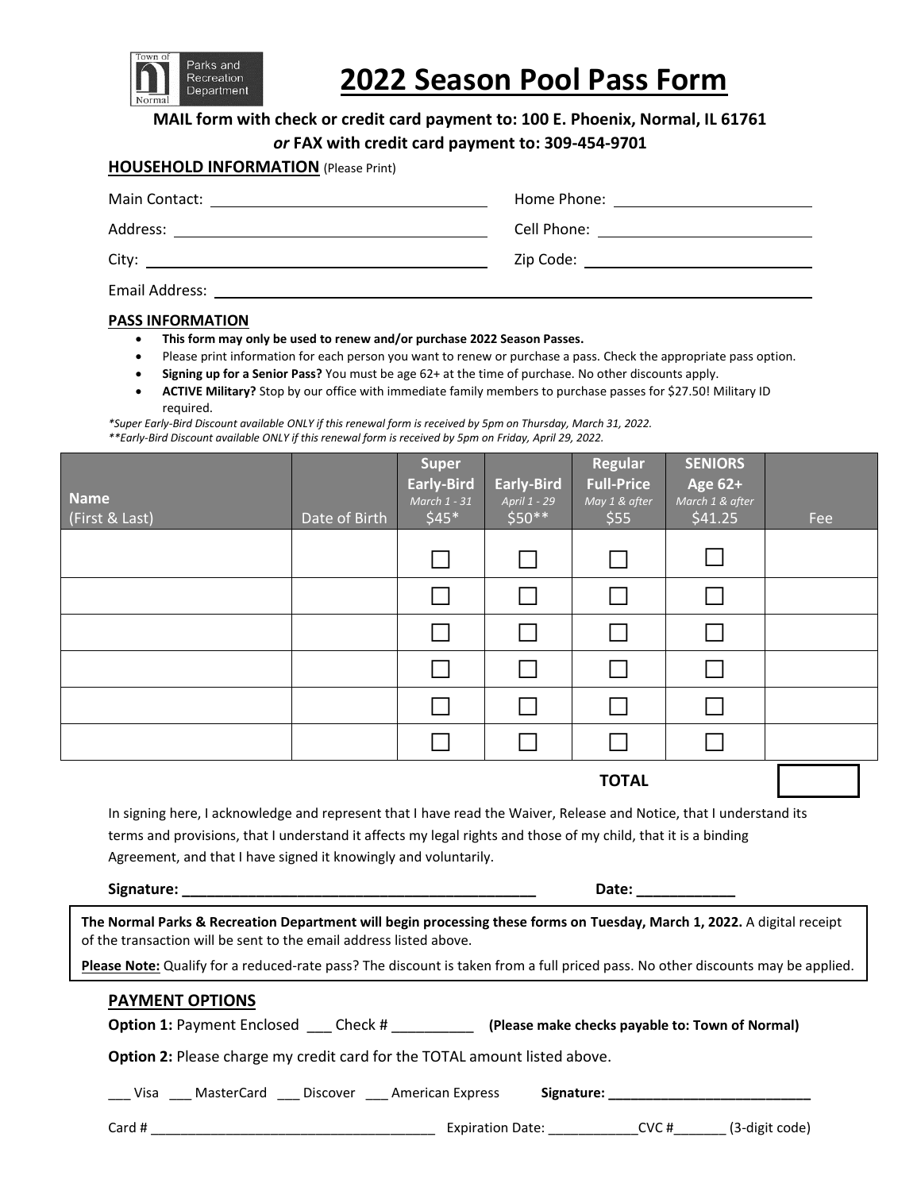Town of Normal Parks and Recreation Department

# 2022 Season Pool Pass Form

**MAIL form with check or credit card payment to: 100 E. Phoenix, Normal, IL 61761**

***or* FAX with credit card payment to: 309-454-9701**

## HOUSEHOLD INFORMATION (Please Print)

Main Contact: ______________________ Home Phone: ______________________

Address: ______________________ Cell Phone: ______________________

City: ______________________ Zip Code: ______________________

Email Address: ______________________

## PASS INFORMATION

- **This form may only be used to renew and/or purchase 2022 Season Passes.**
- Please print information for each person you want to renew or purchase a pass. Check the appropriate pass option.
- **Signing up for a Senior Pass?** You must be age 62+ at the time of purchase. No other discounts apply.
- **ACTIVE Military?** Stop by our office with immediate family members to purchase passes for $27.50! Military ID required.

*\*Super Early-Bird Discount available ONLY if this renewal form is received by 5pm on Thursday, March 31, 2022.*
*\*\*Early-Bird Discount available ONLY if this renewal form is received by 5pm on Friday, April 29, 2022.*

| Name (First & Last) | Date of Birth | Super Early-Bird *March 1 - 31* $45* | Early-Bird *April 1 - 29* $50** | Regular Full-Price *May 1 & after* $55 | SENIORS Age 62+ *March 1 & after* $41.25 | Fee |
|---|---|---|---|---|---|---|
| | | ☐ | ☐ | ☐ | ☐ | |
| | | ☐ | ☐ | ☐ | ☐ | |
| | | ☐ | ☐ | ☐ | ☐ | |
| | | ☐ | ☐ | ☐ | ☐ | |
| | | ☐ | ☐ | ☐ | ☐ | |
| | | ☐ | ☐ | ☐ | ☐ | |
| | | | | | **TOTAL** | |

In signing here, I acknowledge and represent that I have read the Waiver, Release and Notice, that I understand its terms and provisions, that I understand it affects my legal rights and those of my child, that it is a binding Agreement, and that I have signed it knowingly and voluntarily.

**Signature: ______________________** **Date: ____________**

**The Normal Parks & Recreation Department will begin processing these forms on Tuesday, March 1, 2022.** A digital receipt of the transaction will be sent to the email address listed above.

**Please Note:** Qualify for a reduced-rate pass? The discount is taken from a full priced pass. No other discounts may be applied.

## PAYMENT OPTIONS

**Option 1:** Payment Enclosed ___ Check # __________ **(Please make checks payable to: Town of Normal)**

**Option 2:** Please charge my credit card for the TOTAL amount listed above.

___ Visa ___ MasterCard ___ Discover ___ American Express **Signature: ______________________**

Card # ______________________ Expiration Date: ____________CVC #_______ (3-digit code)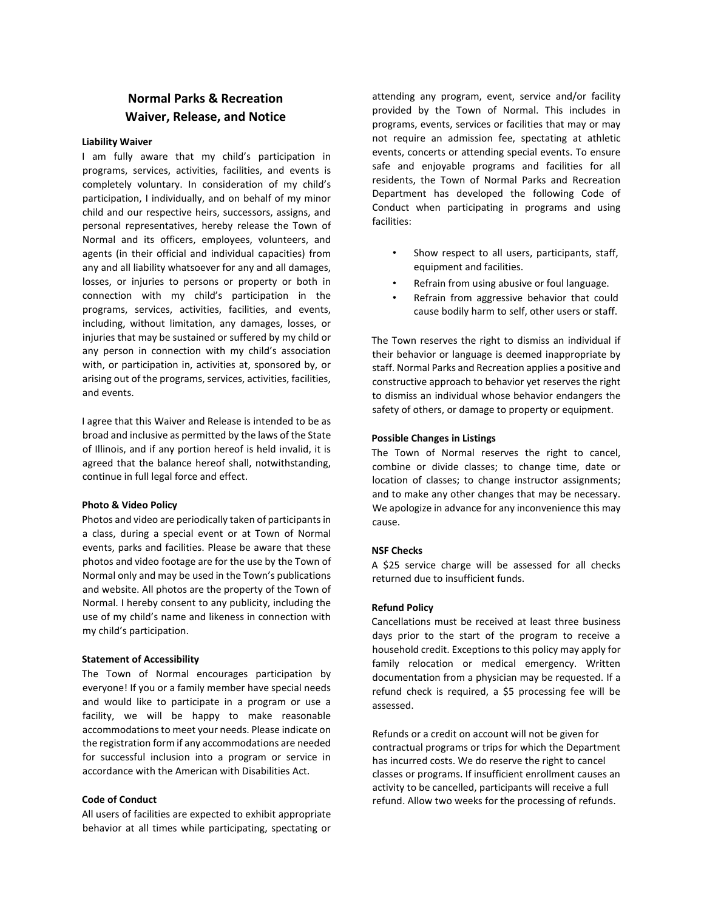# Normal Parks & Recreation
# Waiver, Release, and Notice

**Liability Waiver**

I am fully aware that my child's participation in programs, services, activities, facilities, and events is completely voluntary. In consideration of my child's participation, I individually, and on behalf of my minor child and our respective heirs, successors, assigns, and personal representatives, hereby release the Town of Normal and its officers, employees, volunteers, and agents (in their official and individual capacities) from any and all liability whatsoever for any and all damages, losses, or injuries to persons or property or both in connection with my child's participation in the programs, services, activities, facilities, and events, including, without limitation, any damages, losses, or injuries that may be sustained or suffered by my child or any person in connection with my child's association with, or participation in, activities at, sponsored by, or arising out of the programs, services, activities, facilities, and events.

I agree that this Waiver and Release is intended to be as broad and inclusive as permitted by the laws of the State of Illinois, and if any portion hereof is held invalid, it is agreed that the balance hereof shall, notwithstanding, continue in full legal force and effect.

**Photo & Video Policy**

Photos and video are periodically taken of participants in a class, during a special event or at Town of Normal events, parks and facilities. Please be aware that these photos and video footage are for the use by the Town of Normal only and may be used in the Town's publications and website. All photos are the property of the Town of Normal. I hereby consent to any publicity, including the use of my child's name and likeness in connection with my child's participation.

**Statement of Accessibility**

The Town of Normal encourages participation by everyone! If you or a family member have special needs and would like to participate in a program or use a facility, we will be happy to make reasonable accommodations to meet your needs. Please indicate on the registration form if any accommodations are needed for successful inclusion into a program or service in accordance with the American with Disabilities Act.

**Code of Conduct**

All users of facilities are expected to exhibit appropriate behavior at all times while participating, spectating or attending any program, event, service and/or facility provided by the Town of Normal. This includes in programs, events, services or facilities that may or may not require an admission fee, spectating at athletic events, concerts or attending special events. To ensure safe and enjoyable programs and facilities for all residents, the Town of Normal Parks and Recreation Department has developed the following Code of Conduct when participating in programs and using facilities:

- Show respect to all users, participants, staff, equipment and facilities.
- Refrain from using abusive or foul language.
- Refrain from aggressive behavior that could cause bodily harm to self, other users or staff.

The Town reserves the right to dismiss an individual if their behavior or language is deemed inappropriate by staff. Normal Parks and Recreation applies a positive and constructive approach to behavior yet reserves the right to dismiss an individual whose behavior endangers the safety of others, or damage to property or equipment.

**Possible Changes in Listings**

The Town of Normal reserves the right to cancel, combine or divide classes; to change time, date or location of classes; to change instructor assignments; and to make any other changes that may be necessary. We apologize in advance for any inconvenience this may cause.

**NSF Checks**

A $25 service charge will be assessed for all checks returned due to insufficient funds.

**Refund Policy**

Cancellations must be received at least three business days prior to the start of the program to receive a household credit. Exceptions to this policy may apply for family relocation or medical emergency. Written documentation from a physician may be requested. If a refund check is required, a $5 processing fee will be assessed.

Refunds or a credit on account will not be given for contractual programs or trips for which the Department has incurred costs. We do reserve the right to cancel classes or programs. If insufficient enrollment causes an activity to be cancelled, participants will receive a full refund. Allow two weeks for the processing of refunds.